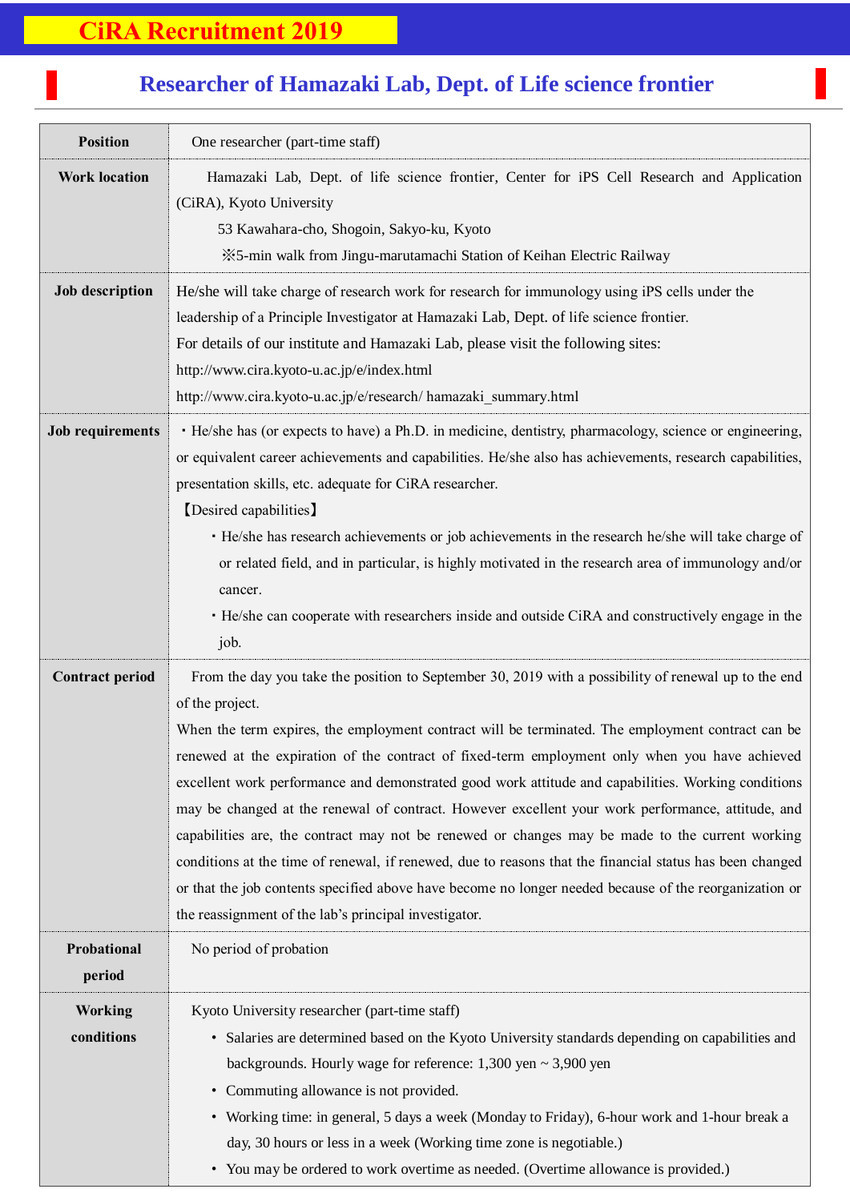# CiRA Recruitment 2019

## Researcher of Hamazaki Lab, Dept. of Life science frontier

| | |
|---|---|
| **Position** | One researcher (part-time staff) |
| **Work location** | Hamazaki Lab, Dept. of life science frontier, Center for iPS Cell Research and Application (CiRA), Kyoto University<br>53 Kawahara-cho, Shogoin, Sakyo-ku, Kyoto<br>※5-min walk from Jingu-marutamachi Station of Keihan Electric Railway |
| **Job description** | He/she will take charge of research work for research for immunology using iPS cells under the leadership of a Principle Investigator at Hamazaki Lab, Dept. of life science frontier.<br>For details of our institute and Hamazaki Lab, please visit the following sites:<br>http://www.cira.kyoto-u.ac.jp/e/index.html<br>http://www.cira.kyoto-u.ac.jp/e/research/ hamazaki_summary.html |
| **Job requirements** | ・He/she has (or expects to have) a Ph.D. in medicine, dentistry, pharmacology, science or engineering, or equivalent career achievements and capabilities. He/she also has achievements, research capabilities, presentation skills, etc. adequate for CiRA researcher.<br>【Desired capabilities】<br>・He/she has research achievements or job achievements in the research he/she will take charge of or related field, and in particular, is highly motivated in the research area of immunology and/or cancer.<br>・He/she can cooperate with researchers inside and outside CiRA and constructively engage in the job. |
| **Contract period** | From the day you take the position to September 30, 2019 with a possibility of renewal up to the end of the project.<br>When the term expires, the employment contract will be terminated. The employment contract can be renewed at the expiration of the contract of fixed-term employment only when you have achieved excellent work performance and demonstrated good work attitude and capabilities. Working conditions may be changed at the renewal of contract. However excellent your work performance, attitude, and capabilities are, the contract may not be renewed or changes may be made to the current working conditions at the time of renewal, if renewed, due to reasons that the financial status has been changed or that the job contents specified above have become no longer needed because of the reorganization or the reassignment of the lab's principal investigator. |
| **Probational period** | No period of probation |
| **Working conditions** | Kyoto University researcher (part-time staff)<br>• Salaries are determined based on the Kyoto University standards depending on capabilities and backgrounds. Hourly wage for reference: 1,300 yen ~ 3,900 yen<br>• Commuting allowance is not provided.<br>• Working time: in general, 5 days a week (Monday to Friday), 6-hour work and 1-hour break a day, 30 hours or less in a week (Working time zone is negotiable.)<br>• You may be ordered to work overtime as needed. (Overtime allowance is provided.) |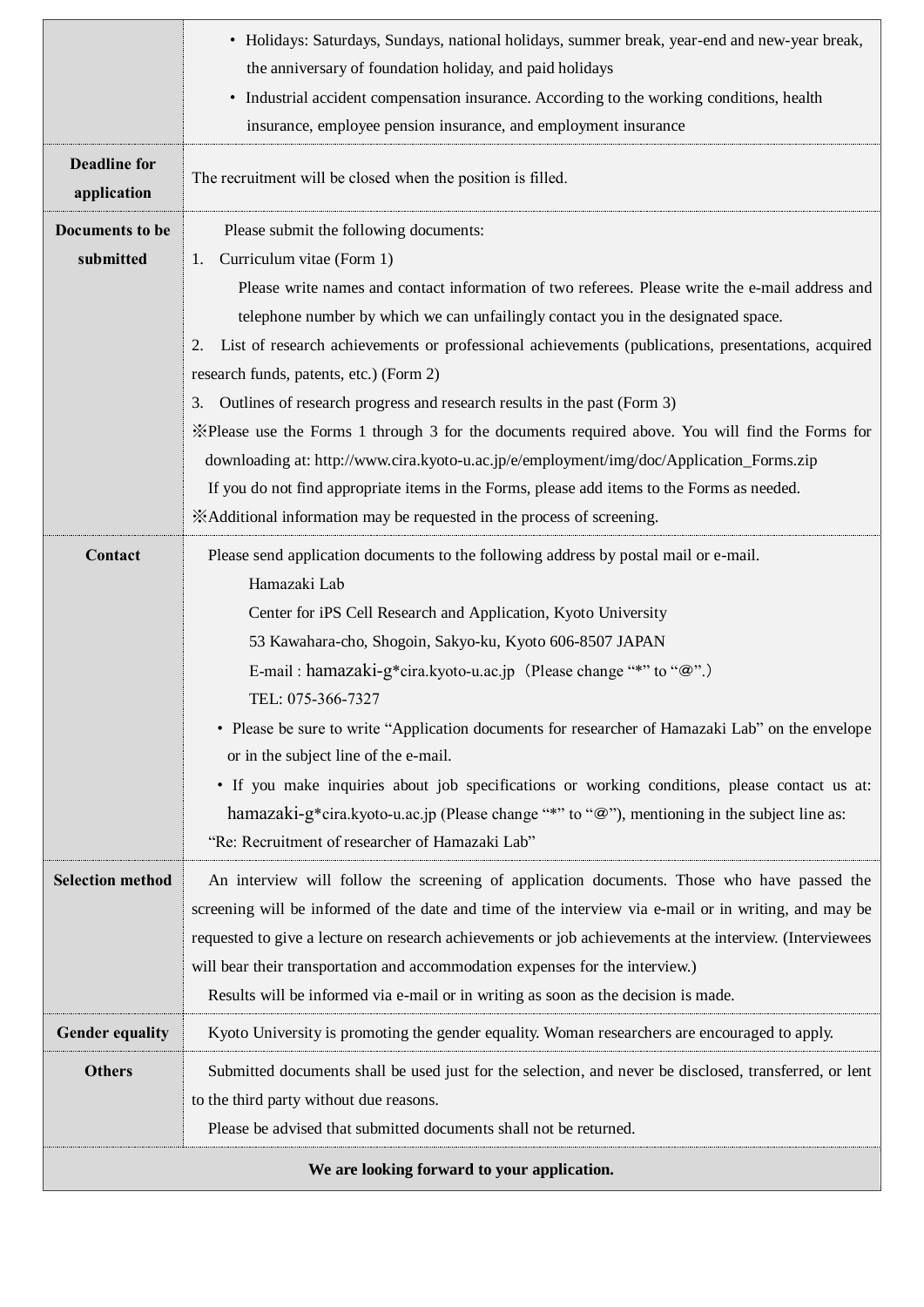| | |
|---|---|
| | • Holidays: Saturdays, Sundays, national holidays, summer break, year-end and new-year break, the anniversary of foundation holiday, and paid holidays<br>• Industrial accident compensation insurance. According to the working conditions, health insurance, employee pension insurance, and employment insurance |
| **Deadline for application** | The recruitment will be closed when the position is filled. |
| **Documents to be submitted** | Please submit the following documents:<br>1. Curriculum vitae (Form 1)<br>Please write names and contact information of two referees. Please write the e-mail address and telephone number by which we can unfailingly contact you in the designated space.<br>2. List of research achievements or professional achievements (publications, presentations, acquired research funds, patents, etc.) (Form 2)<br>3. Outlines of research progress and research results in the past (Form 3)<br>※Please use the Forms 1 through 3 for the documents required above. You will find the Forms for downloading at: http://www.cira.kyoto-u.ac.jp/e/employment/img/doc/Application_Forms.zip<br>If you do not find appropriate items in the Forms, please add items to the Forms as needed.<br>※Additional information may be requested in the process of screening. |
| **Contact** | Please send application documents to the following address by postal mail or e-mail.<br>Hamazaki Lab<br>Center for iPS Cell Research and Application, Kyoto University<br>53 Kawahara-cho, Shogoin, Sakyo-ku, Kyoto 606-8507 JAPAN<br>E-mail : hamazaki-g*cira.kyoto-u.ac.jp（Please change "*" to "@".）<br>TEL: 075-366-7327<br>• Please be sure to write "Application documents for researcher of Hamazaki Lab" on the envelope or in the subject line of the e-mail.<br>• If you make inquiries about job specifications or working conditions, please contact us at: hamazaki-g*cira.kyoto-u.ac.jp (Please change "*" to "@"), mentioning in the subject line as: "Re: Recruitment of researcher of Hamazaki Lab" |
| **Selection method** | An interview will follow the screening of application documents. Those who have passed the screening will be informed of the date and time of the interview via e-mail or in writing, and may be requested to give a lecture on research achievements or job achievements at the interview. (Interviewees will bear their transportation and accommodation expenses for the interview.)<br>Results will be informed via e-mail or in writing as soon as the decision is made. |
| **Gender equality** | Kyoto University is promoting the gender equality. Woman researchers are encouraged to apply. |
| **Others** | Submitted documents shall be used just for the selection, and never be disclosed, transferred, or lent to the third party without due reasons.<br>Please be advised that submitted documents shall not be returned. |

**We are looking forward to your application.**